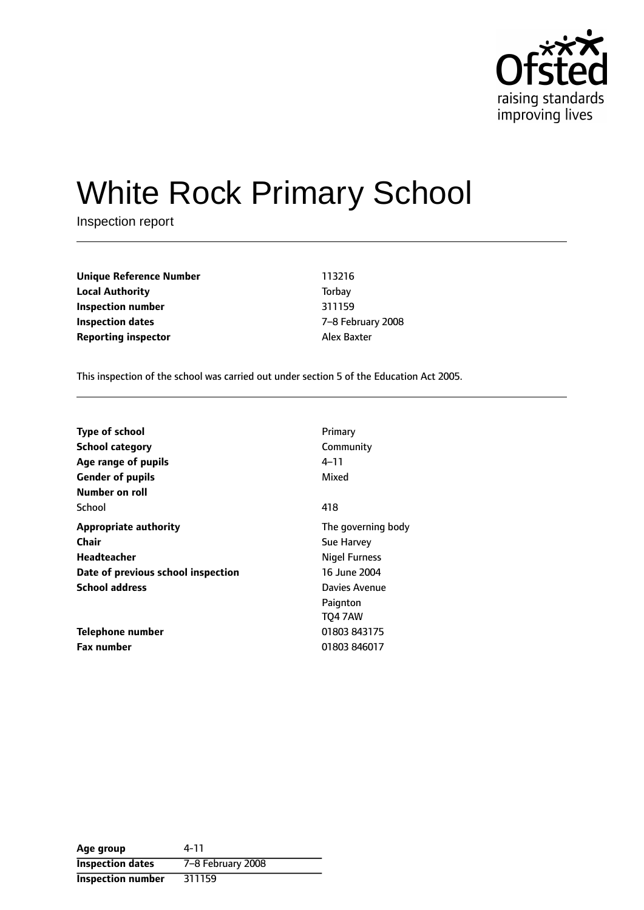Ofsted
raising standards
improving lives

# White Rock Primary School

Inspection report

| | |
|---|---|
| **Unique Reference Number** | 113216 |
| **Local Authority** | Torbay |
| **Inspection number** | 311159 |
| **Inspection dates** | 7–8 February 2008 |
| **Reporting inspector** | Alex Baxter |

This inspection of the school was carried out under section 5 of the Education Act 2005.

| | |
|---|---|
| **Type of school** | Primary |
| **School category** | Community |
| **Age range of pupils** | 4–11 |
| **Gender of pupils** | Mixed |
| **Number on roll** | |
| School | 418 |
| **Appropriate authority** | The governing body |
| **Chair** | Sue Harvey |
| **Headteacher** | Nigel Furness |
| **Date of previous school inspection** | 16 June 2004 |
| **School address** | Davies Avenue<br>Paignton<br>TQ4 7AW |
| **Telephone number** | 01803 843175 |
| **Fax number** | 01803 846017 |

| | |
|---|---|
| **Age group** | 4-11 |
| **Inspection dates** | 7–8 February 2008 |
| **Inspection number** | 311159 |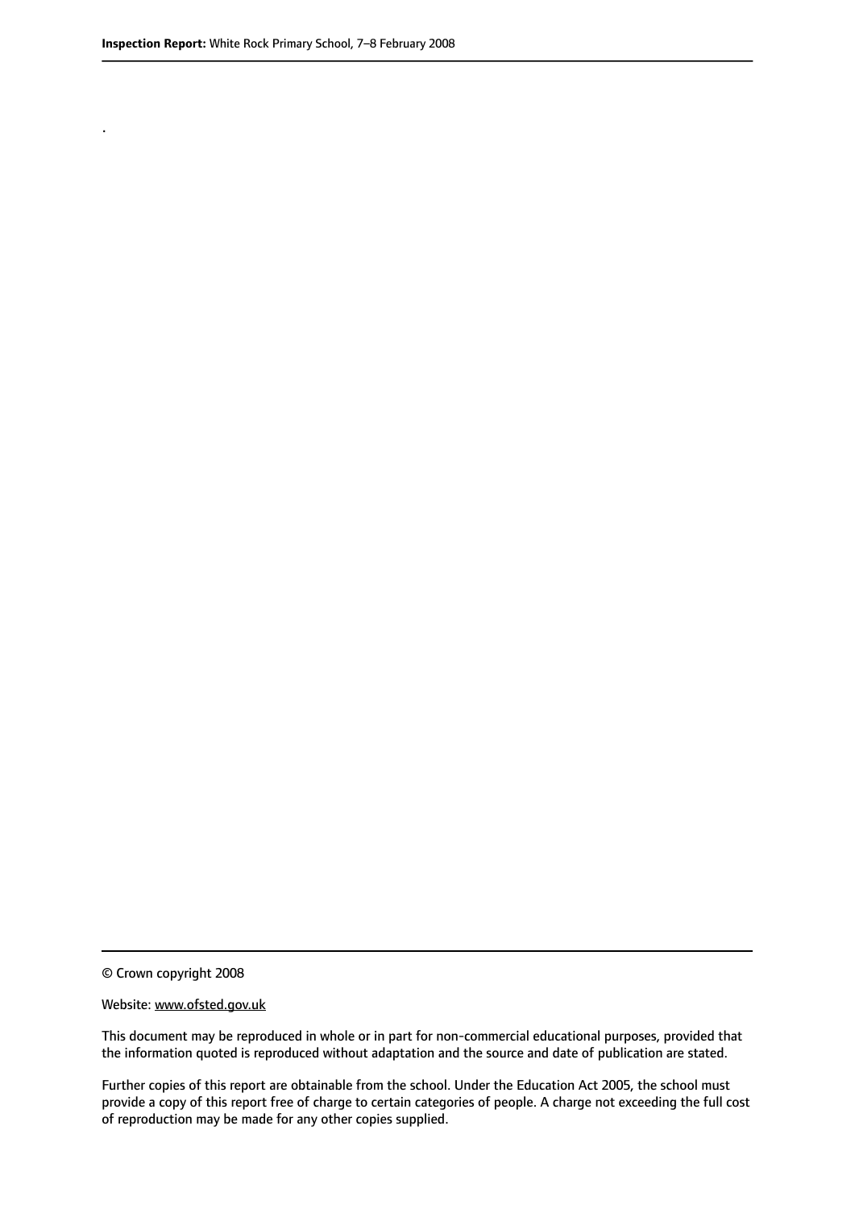.

© Crown copyright 2008

Website: www.ofsted.gov.uk

This document may be reproduced in whole or in part for non-commercial educational purposes, provided that the information quoted is reproduced without adaptation and the source and date of publication are stated.

Further copies of this report are obtainable from the school. Under the Education Act 2005, the school must provide a copy of this report free of charge to certain categories of people. A charge not exceeding the full cost of reproduction may be made for any other copies supplied.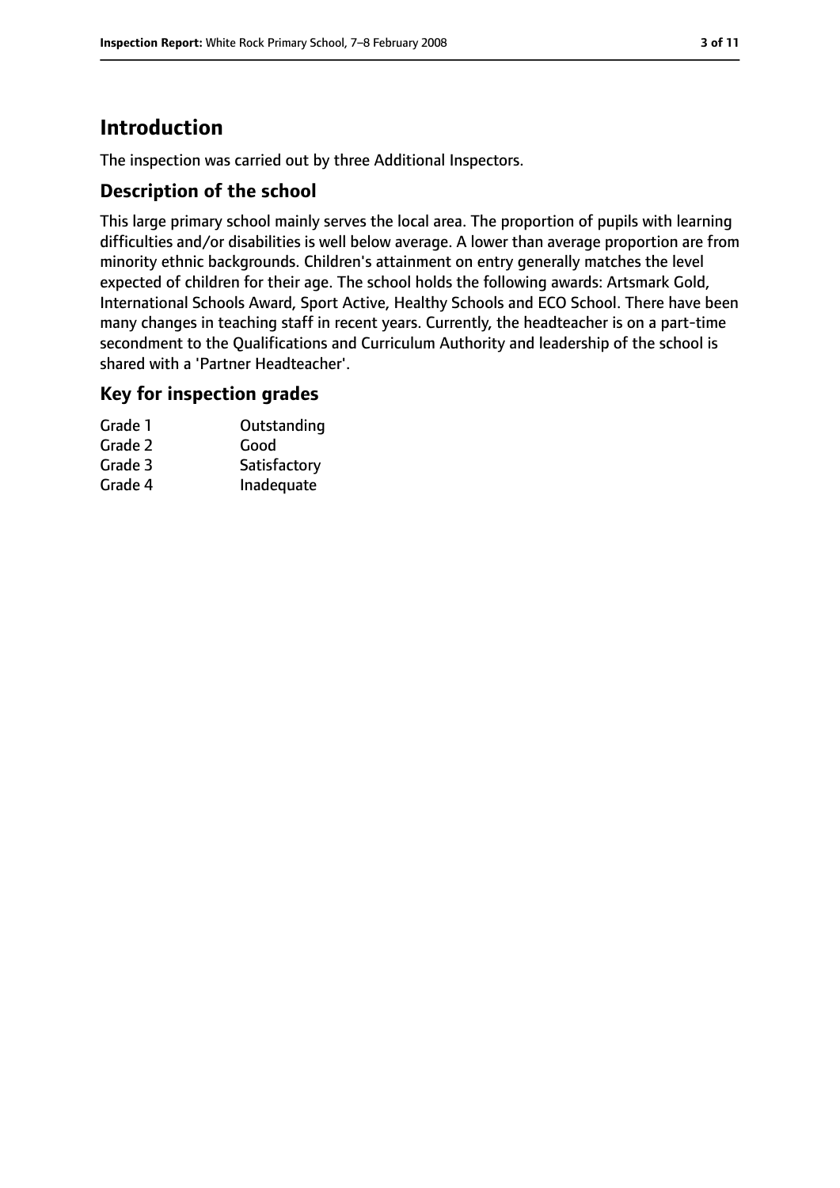# Introduction

The inspection was carried out by three Additional Inspectors.

## Description of the school

This large primary school mainly serves the local area. The proportion of pupils with learning difficulties and/or disabilities is well below average. A lower than average proportion are from minority ethnic backgrounds. Children's attainment on entry generally matches the level expected of children for their age. The school holds the following awards: Artsmark Gold, International Schools Award, Sport Active, Healthy Schools and ECO School. There have been many changes in teaching staff in recent years. Currently, the headteacher is on a part-time secondment to the Qualifications and Curriculum Authority and leadership of the school is shared with a 'Partner Headteacher'.

## Key for inspection grades

| | |
|---|---|
| Grade 1 | Outstanding |
| Grade 2 | Good |
| Grade 3 | Satisfactory |
| Grade 4 | Inadequate |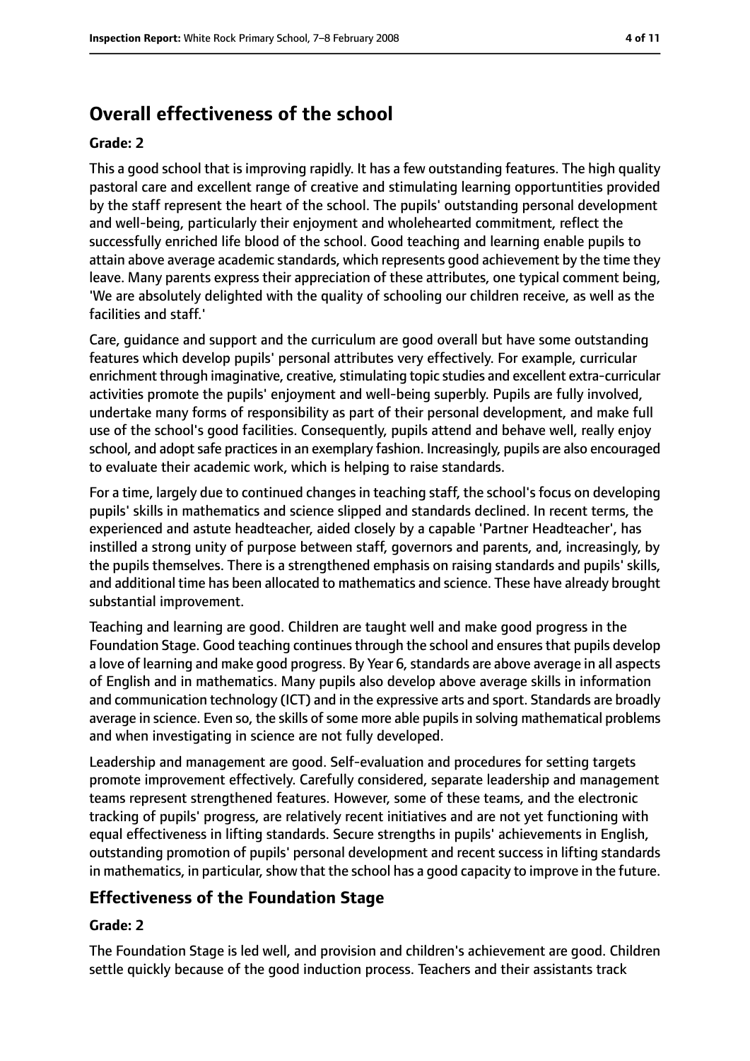## Overall effectiveness of the school

### Grade: 2

This a good school that is improving rapidly. It has a few outstanding features. The high quality pastoral care and excellent range of creative and stimulating learning opportuntities provided by the staff represent the heart of the school. The pupils' outstanding personal development and well-being, particularly their enjoyment and wholehearted commitment, reflect the successfully enriched life blood of the school. Good teaching and learning enable pupils to attain above average academic standards, which represents good achievement by the time they leave. Many parents express their appreciation of these attributes, one typical comment being, 'We are absolutely delighted with the quality of schooling our children receive, as well as the facilities and staff.'

Care, guidance and support and the curriculum are good overall but have some outstanding features which develop pupils' personal attributes very effectively. For example, curricular enrichment through imaginative, creative, stimulating topic studies and excellent extra-curricular activities promote the pupils' enjoyment and well-being superbly. Pupils are fully involved, undertake many forms of responsibility as part of their personal development, and make full use of the school's good facilities. Consequently, pupils attend and behave well, really enjoy school, and adopt safe practices in an exemplary fashion. Increasingly, pupils are also encouraged to evaluate their academic work, which is helping to raise standards.

For a time, largely due to continued changes in teaching staff, the school's focus on developing pupils' skills in mathematics and science slipped and standards declined. In recent terms, the experienced and astute headteacher, aided closely by a capable 'Partner Headteacher', has instilled a strong unity of purpose between staff, governors and parents, and, increasingly, by the pupils themselves. There is a strengthened emphasis on raising standards and pupils' skills, and additional time has been allocated to mathematics and science. These have already brought substantial improvement.

Teaching and learning are good. Children are taught well and make good progress in the Foundation Stage. Good teaching continues through the school and ensures that pupils develop a love of learning and make good progress. By Year 6, standards are above average in all aspects of English and in mathematics. Many pupils also develop above average skills in information and communication technology (ICT) and in the expressive arts and sport. Standards are broadly average in science. Even so, the skills of some more able pupils in solving mathematical problems and when investigating in science are not fully developed.

Leadership and management are good. Self-evaluation and procedures for setting targets promote improvement effectively. Carefully considered, separate leadership and management teams represent strengthened features. However, some of these teams, and the electronic tracking of pupils' progress, are relatively recent initiatives and are not yet functioning with equal effectiveness in lifting standards. Secure strengths in pupils' achievements in English, outstanding promotion of pupils' personal development and recent success in lifting standards in mathematics, in particular, show that the school has a good capacity to improve in the future.

## Effectiveness of the Foundation Stage

### Grade: 2

The Foundation Stage is led well, and provision and children's achievement are good. Children settle quickly because of the good induction process. Teachers and their assistants track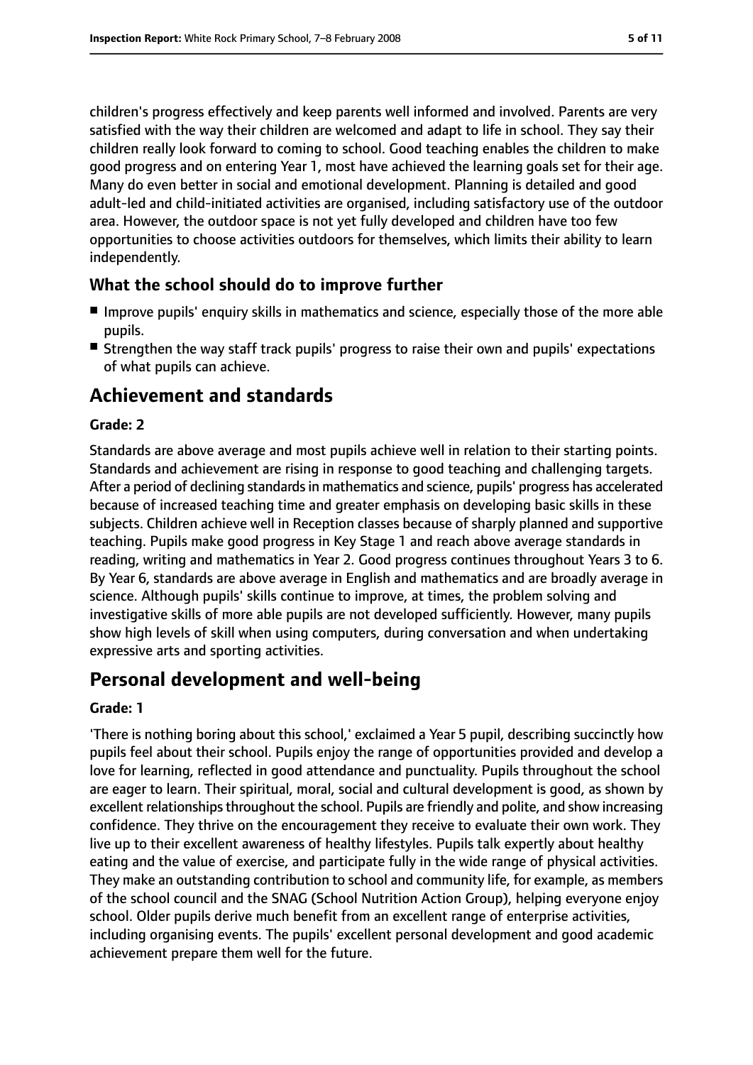children's progress effectively and keep parents well informed and involved. Parents are very satisfied with the way their children are welcomed and adapt to life in school. They say their children really look forward to coming to school. Good teaching enables the children to make good progress and on entering Year 1, most have achieved the learning goals set for their age. Many do even better in social and emotional development. Planning is detailed and good adult-led and child-initiated activities are organised, including satisfactory use of the outdoor area. However, the outdoor space is not yet fully developed and children have too few opportunities to choose activities outdoors for themselves, which limits their ability to learn independently.

### What the school should do to improve further

- Improve pupils' enquiry skills in mathematics and science, especially those of the more able pupils.
- Strengthen the way staff track pupils' progress to raise their own and pupils' expectations of what pupils can achieve.

## Achievement and standards

**Grade: 2**

Standards are above average and most pupils achieve well in relation to their starting points. Standards and achievement are rising in response to good teaching and challenging targets. After a period of declining standards in mathematics and science, pupils' progress has accelerated because of increased teaching time and greater emphasis on developing basic skills in these subjects. Children achieve well in Reception classes because of sharply planned and supportive teaching. Pupils make good progress in Key Stage 1 and reach above average standards in reading, writing and mathematics in Year 2. Good progress continues throughout Years 3 to 6. By Year 6, standards are above average in English and mathematics and are broadly average in science. Although pupils' skills continue to improve, at times, the problem solving and investigative skills of more able pupils are not developed sufficiently. However, many pupils show high levels of skill when using computers, during conversation and when undertaking expressive arts and sporting activities.

## Personal development and well-being

**Grade: 1**

'There is nothing boring about this school,' exclaimed a Year 5 pupil, describing succinctly how pupils feel about their school. Pupils enjoy the range of opportunities provided and develop a love for learning, reflected in good attendance and punctuality. Pupils throughout the school are eager to learn. Their spiritual, moral, social and cultural development is good, as shown by excellent relationships throughout the school. Pupils are friendly and polite, and show increasing confidence. They thrive on the encouragement they receive to evaluate their own work. They live up to their excellent awareness of healthy lifestyles. Pupils talk expertly about healthy eating and the value of exercise, and participate fully in the wide range of physical activities. They make an outstanding contribution to school and community life, for example, as members of the school council and the SNAG (School Nutrition Action Group), helping everyone enjoy school. Older pupils derive much benefit from an excellent range of enterprise activities, including organising events. The pupils' excellent personal development and good academic achievement prepare them well for the future.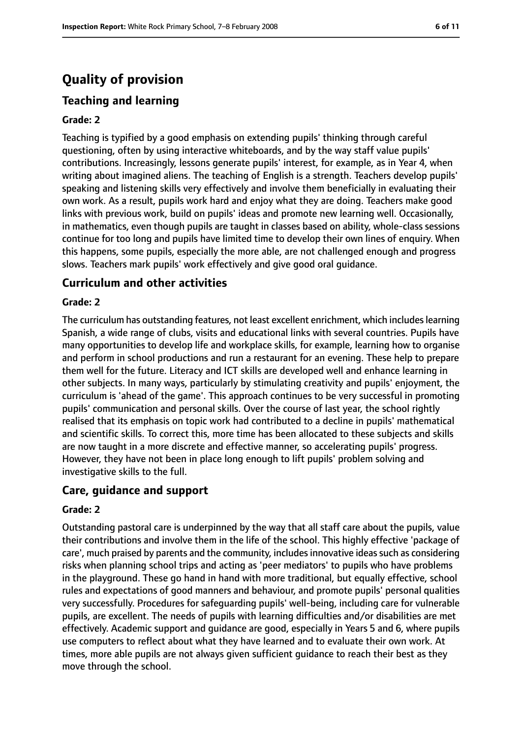# Quality of provision

## Teaching and learning

### Grade: 2

Teaching is typified by a good emphasis on extending pupils' thinking through careful questioning, often by using interactive whiteboards, and by the way staff value pupils' contributions. Increasingly, lessons generate pupils' interest, for example, as in Year 4, when writing about imagined aliens. The teaching of English is a strength. Teachers develop pupils' speaking and listening skills very effectively and involve them beneficially in evaluating their own work. As a result, pupils work hard and enjoy what they are doing. Teachers make good links with previous work, build on pupils' ideas and promote new learning well. Occasionally, in mathematics, even though pupils are taught in classes based on ability, whole-class sessions continue for too long and pupils have limited time to develop their own lines of enquiry. When this happens, some pupils, especially the more able, are not challenged enough and progress slows. Teachers mark pupils' work effectively and give good oral guidance.

## Curriculum and other activities

### Grade: 2

The curriculum has outstanding features, not least excellent enrichment, which includes learning Spanish, a wide range of clubs, visits and educational links with several countries. Pupils have many opportunities to develop life and workplace skills, for example, learning how to organise and perform in school productions and run a restaurant for an evening. These help to prepare them well for the future. Literacy and ICT skills are developed well and enhance learning in other subjects. In many ways, particularly by stimulating creativity and pupils' enjoyment, the curriculum is 'ahead of the game'. This approach continues to be very successful in promoting pupils' communication and personal skills. Over the course of last year, the school rightly realised that its emphasis on topic work had contributed to a decline in pupils' mathematical and scientific skills. To correct this, more time has been allocated to these subjects and skills are now taught in a more discrete and effective manner, so accelerating pupils' progress. However, they have not been in place long enough to lift pupils' problem solving and investigative skills to the full.

## Care, guidance and support

### Grade: 2

Outstanding pastoral care is underpinned by the way that all staff care about the pupils, value their contributions and involve them in the life of the school. This highly effective 'package of care', much praised by parents and the community, includes innovative ideas such as considering risks when planning school trips and acting as 'peer mediators' to pupils who have problems in the playground. These go hand in hand with more traditional, but equally effective, school rules and expectations of good manners and behaviour, and promote pupils' personal qualities very successfully. Procedures for safeguarding pupils' well-being, including care for vulnerable pupils, are excellent. The needs of pupils with learning difficulties and/or disabilities are met effectively. Academic support and guidance are good, especially in Years 5 and 6, where pupils use computers to reflect about what they have learned and to evaluate their own work. At times, more able pupils are not always given sufficient guidance to reach their best as they move through the school.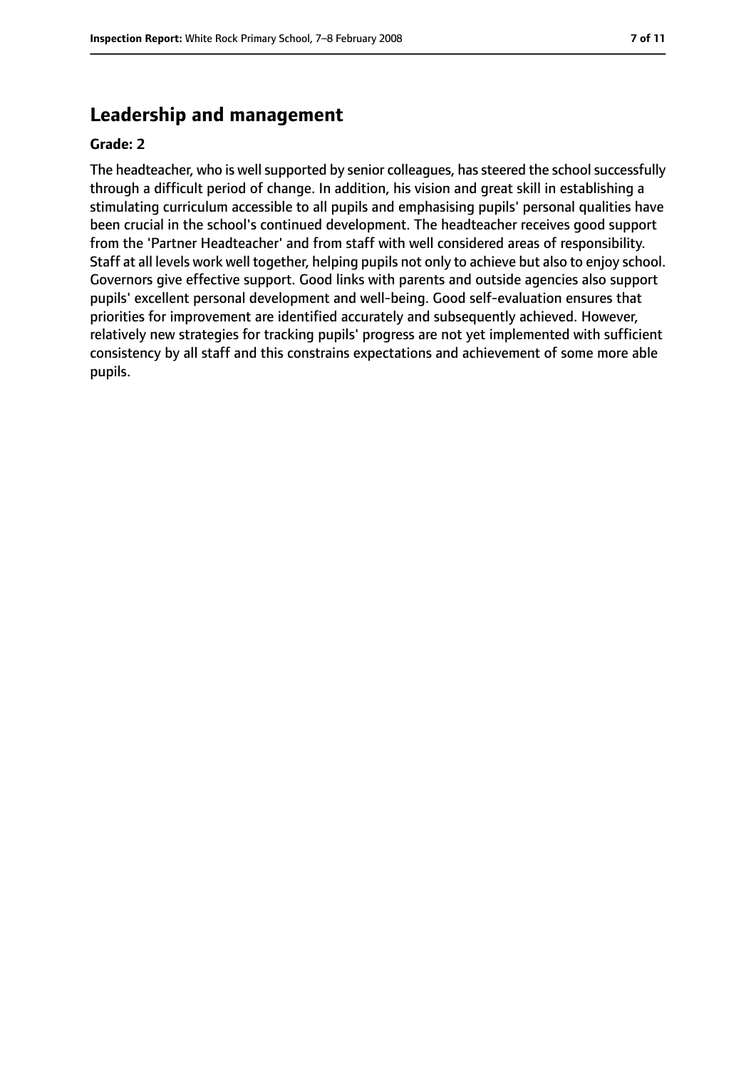## Leadership and management

**Grade: 2**

The headteacher, who is well supported by senior colleagues, has steered the school successfully through a difficult period of change. In addition, his vision and great skill in establishing a stimulating curriculum accessible to all pupils and emphasising pupils' personal qualities have been crucial in the school's continued development. The headteacher receives good support from the 'Partner Headteacher' and from staff with well considered areas of responsibility. Staff at all levels work well together, helping pupils not only to achieve but also to enjoy school. Governors give effective support. Good links with parents and outside agencies also support pupils' excellent personal development and well-being. Good self-evaluation ensures that priorities for improvement are identified accurately and subsequently achieved. However, relatively new strategies for tracking pupils' progress are not yet implemented with sufficient consistency by all staff and this constrains expectations and achievement of some more able pupils.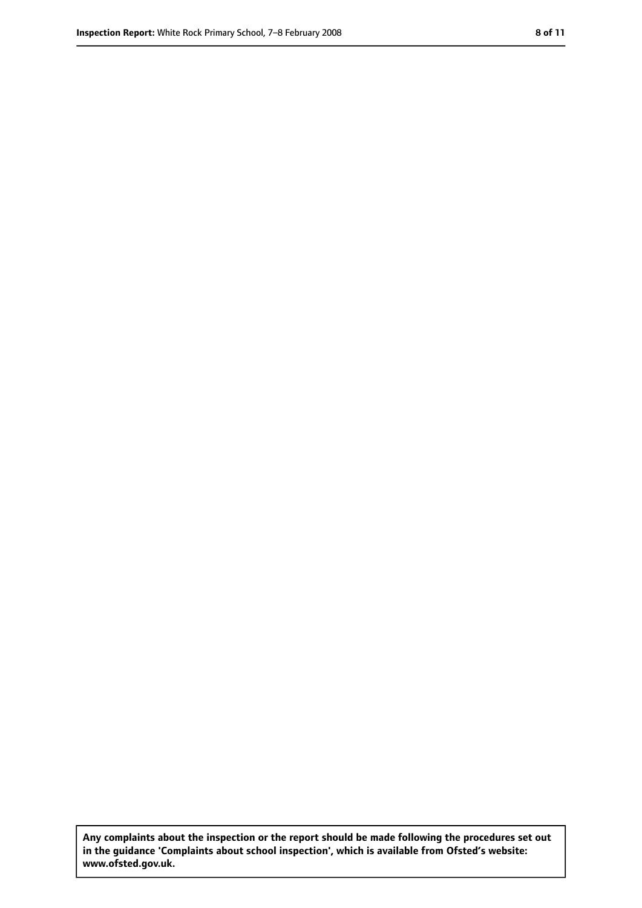**Any complaints about the inspection or the report should be made following the procedures set out in the guidance 'Complaints about school inspection', which is available from Ofsted's website: www.ofsted.gov.uk.**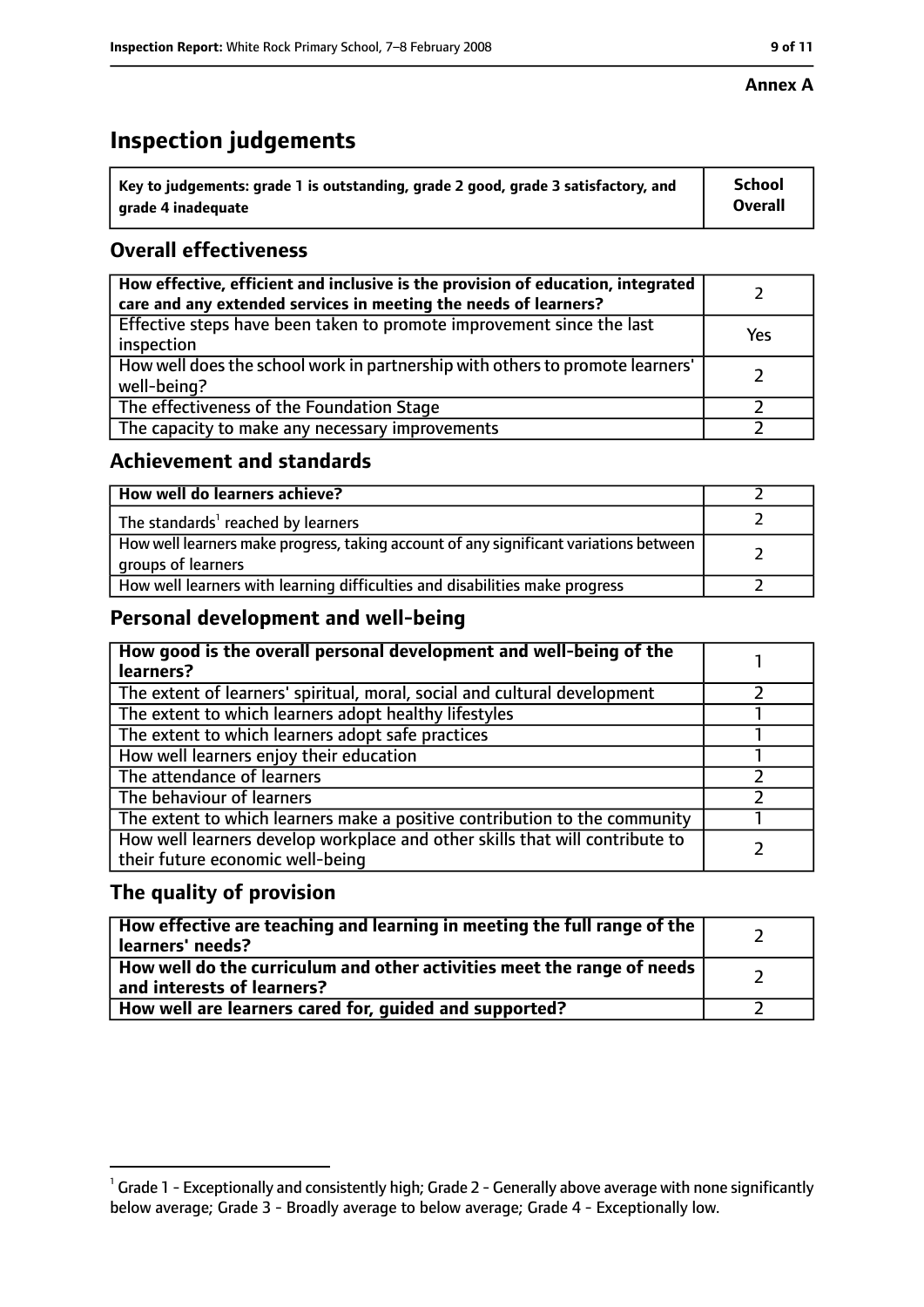**Annex A**

# Inspection judgements

| Key to judgements: grade 1 is outstanding, grade 2 good, grade 3 satisfactory, and grade 4 inadequate | School Overall |
|---|---|

## Overall effectiveness

| | |
|---|---|
| **How effective, efficient and inclusive is the provision of education, integrated care and any extended services in meeting the needs of learners?** | 2 |
| Effective steps have been taken to promote improvement since the last inspection | Yes |
| How well does the school work in partnership with others to promote learners' well-being? | 2 |
| The effectiveness of the Foundation Stage | 2 |
| The capacity to make any necessary improvements | 2 |

## Achievement and standards

| | |
|---|---|
| **How well do learners achieve?** | 2 |
| The standards[1] reached by learners | 2 |
| How well learners make progress, taking account of any significant variations between groups of learners | 2 |
| How well learners with learning difficulties and disabilities make progress | 2 |

## Personal development and well-being

| | |
|---|---|
| **How good is the overall personal development and well-being of the learners?** | 1 |
| The extent of learners' spiritual, moral, social and cultural development | 2 |
| The extent to which learners adopt healthy lifestyles | 1 |
| The extent to which learners adopt safe practices | 1 |
| How well learners enjoy their education | 1 |
| The attendance of learners | 2 |
| The behaviour of learners | 2 |
| The extent to which learners make a positive contribution to the community | 1 |
| How well learners develop workplace and other skills that will contribute to their future economic well-being | 2 |

## The quality of provision

| | |
|---|---|
| **How effective are teaching and learning in meeting the full range of the learners' needs?** | 2 |
| **How well do the curriculum and other activities meet the range of needs and interests of learners?** | 2 |
| **How well are learners cared for, guided and supported?** | 2 |

[1] Grade 1 - Exceptionally and consistently high; Grade 2 - Generally above average with none significantly below average; Grade 3 - Broadly average to below average; Grade 4 - Exceptionally low.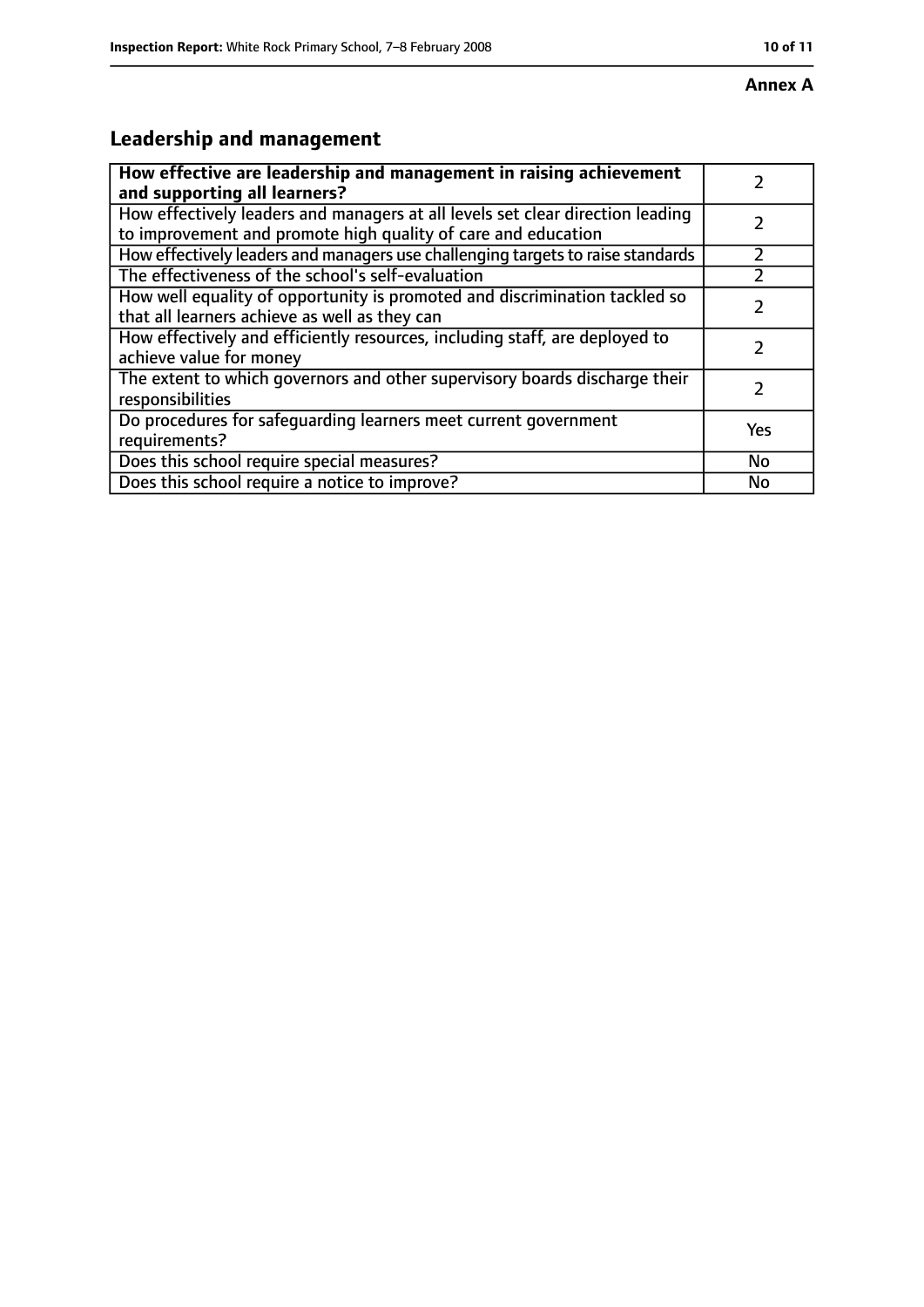**Annex A**

## Leadership and management

| How effective are leadership and management in raising achievement and supporting all learners? | 2 |
|---|---|
| How effectively leaders and managers at all levels set clear direction leading to improvement and promote high quality of care and education | 2 |
| How effectively leaders and managers use challenging targets to raise standards | 2 |
| The effectiveness of the school's self-evaluation | 2 |
| How well equality of opportunity is promoted and discrimination tackled so that all learners achieve as well as they can | 2 |
| How effectively and efficiently resources, including staff, are deployed to achieve value for money | 2 |
| The extent to which governors and other supervisory boards discharge their responsibilities | 2 |
| Do procedures for safeguarding learners meet current government requirements? | Yes |
| Does this school require special measures? | No |
| Does this school require a notice to improve? | No |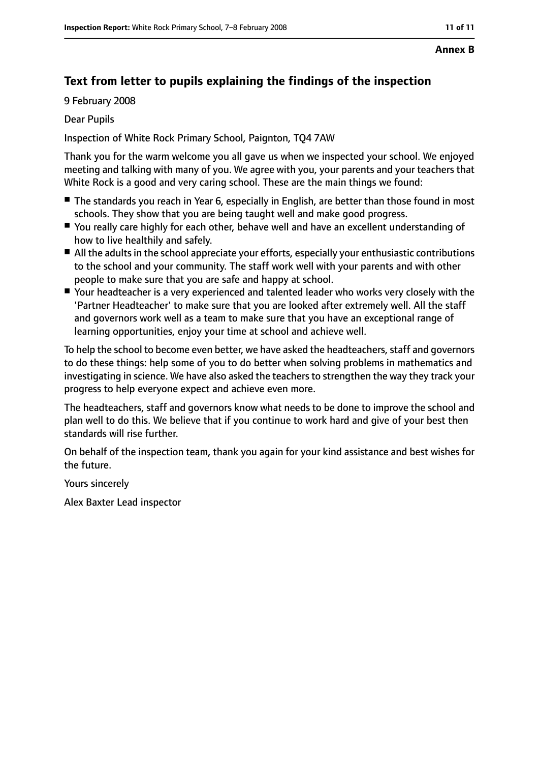**Annex B**

## Text from letter to pupils explaining the findings of the inspection

9 February 2008

Dear Pupils

Inspection of White Rock Primary School, Paignton, TQ4 7AW

Thank you for the warm welcome you all gave us when we inspected your school. We enjoyed meeting and talking with many of you. We agree with you, your parents and your teachers that White Rock is a good and very caring school. These are the main things we found:

- The standards you reach in Year 6, especially in English, are better than those found in most schools. They show that you are being taught well and make good progress.
- You really care highly for each other, behave well and have an excellent understanding of how to live healthily and safely.
- All the adults in the school appreciate your efforts, especially your enthusiastic contributions to the school and your community. The staff work well with your parents and with other people to make sure that you are safe and happy at school.
- Your headteacher is a very experienced and talented leader who works very closely with the 'Partner Headteacher' to make sure that you are looked after extremely well. All the staff and governors work well as a team to make sure that you have an exceptional range of learning opportunities, enjoy your time at school and achieve well.

To help the school to become even better, we have asked the headteachers, staff and governors to do these things: help some of you to do better when solving problems in mathematics and investigating in science. We have also asked the teachers to strengthen the way they track your progress to help everyone expect and achieve even more.

The headteachers, staff and governors know what needs to be done to improve the school and plan well to do this. We believe that if you continue to work hard and give of your best then standards will rise further.

On behalf of the inspection team, thank you again for your kind assistance and best wishes for the future.

Yours sincerely

Alex Baxter Lead inspector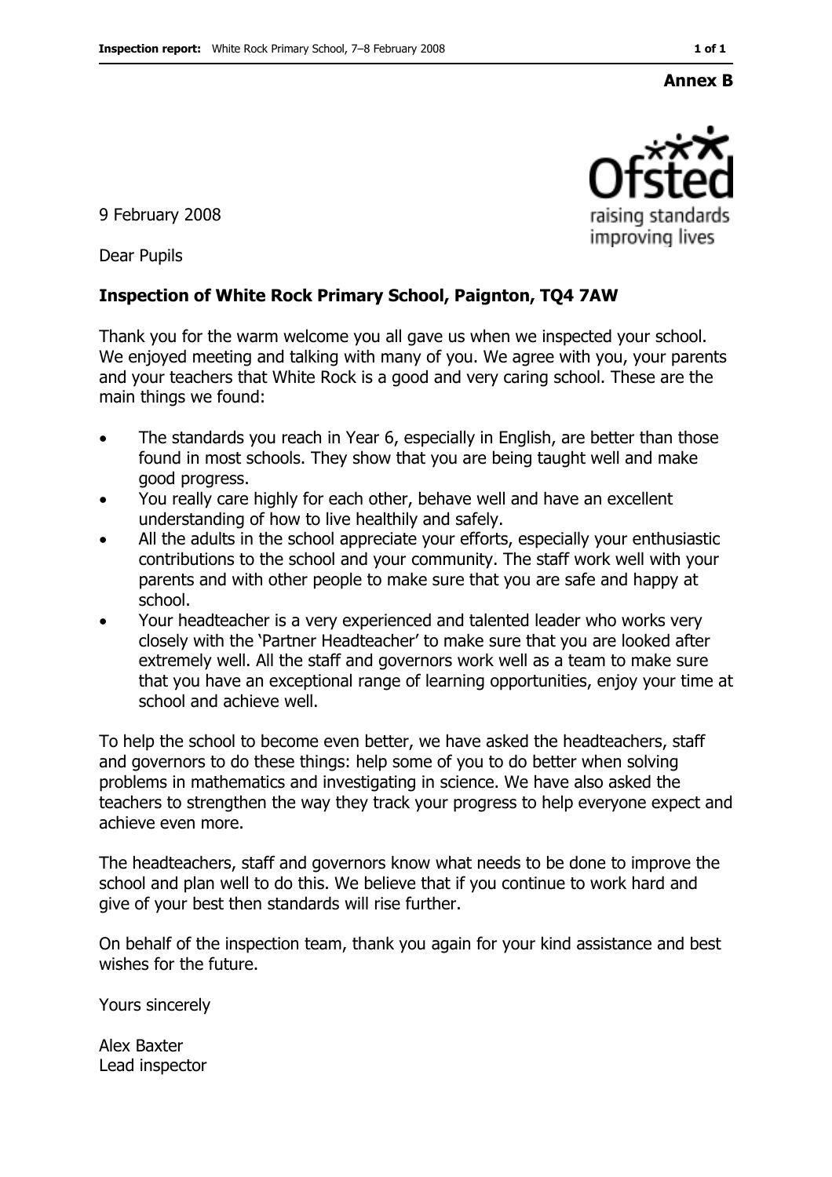**Annex B**

9 February 2008

Dear Pupils

**Inspection of White Rock Primary School, Paignton, TQ4 7AW**

Thank you for the warm welcome you all gave us when we inspected your school. We enjoyed meeting and talking with many of you. We agree with you, your parents and your teachers that White Rock is a good and very caring school. These are the main things we found:

- The standards you reach in Year 6, especially in English, are better than those found in most schools. They show that you are being taught well and make good progress.
- You really care highly for each other, behave well and have an excellent understanding of how to live healthily and safely.
- All the adults in the school appreciate your efforts, especially your enthusiastic contributions to the school and your community. The staff work well with your parents and with other people to make sure that you are safe and happy at school.
- Your headteacher is a very experienced and talented leader who works very closely with the 'Partner Headteacher' to make sure that you are looked after extremely well. All the staff and governors work well as a team to make sure that you have an exceptional range of learning opportunities, enjoy your time at school and achieve well.

To help the school to become even better, we have asked the headteachers, staff and governors to do these things: help some of you to do better when solving problems in mathematics and investigating in science. We have also asked the teachers to strengthen the way they track your progress to help everyone expect and achieve even more.

The headteachers, staff and governors know what needs to be done to improve the school and plan well to do this. We believe that if you continue to work hard and give of your best then standards will rise further.

On behalf of the inspection team, thank you again for your kind assistance and best wishes for the future.

Yours sincerely

Alex Baxter
Lead inspector